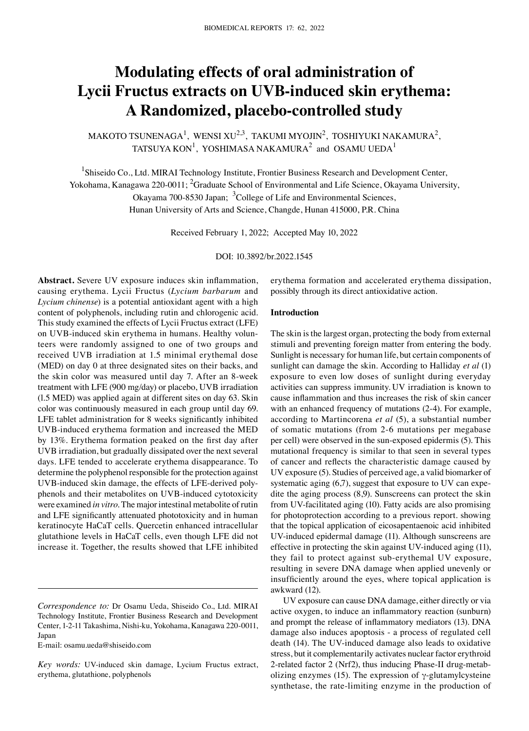# Modulating effects of oral administration of Lycii Fructus extracts on UVB-induced skin erythema: A Randomized, placebo-controlled study

MAKOTO TSUNENAGA[1], WENSI XU[2,3], TAKUMI MYOJIN[2], TOSHIYUKI NAKAMURA[2], TATSUYA KON[1], YOSHIMASA NAKAMURA[2] and OSAMU UEDA[1]

[1]Shiseido Co., Ltd. MIRAI Technology Institute, Frontier Business Research and Development Center, Yokohama, Kanagawa 220-0011; [2]Graduate School of Environmental and Life Science, Okayama University, Okayama 700-8530 Japan; [3]College of Life and Environmental Sciences, Hunan University of Arts and Science, Changde, Hunan 415000, P.R. China

Received February 1, 2022; Accepted May 10, 2022

DOI: 10.3892/br.2022.1545

**Abstract.** Severe UV exposure induces skin inflammation, causing erythema. Lycii Fructus (*Lycium barbarum* and *Lycium chinense*) is a potential antioxidant agent with a high content of polyphenols, including rutin and chlorogenic acid. This study examined the effects of Lycii Fructus extract (LFE) on UVB-induced skin erythema in humans. Healthy volunteers were randomly assigned to one of two groups and received UVB irradiation at 1.5 minimal erythemal dose (MED) on day 0 at three designated sites on their backs, and the skin color was measured until day 7. After an 8-week treatment with LFE (900 mg/day) or placebo, UVB irradiation (1.5 MED) was applied again at different sites on day 63. Skin color was continuously measured in each group until day 69. LFE tablet administration for 8 weeks significantly inhibited UVB-induced erythema formation and increased the MED by 13%. Erythema formation peaked on the first day after UVB irradiation, but gradually dissipated over the next several days. LFE tended to accelerate erythema disappearance. To determine the polyphenol responsible for the protection against UVB-induced skin damage, the effects of LFE-derived polyphenols and their metabolites on UVB-induced cytotoxicity were examined *in vitro*. The major intestinal metabolite of rutin and LFE significantly attenuated phototoxicity and in human keratinocyte HaCaT cells. Quercetin enhanced intracellular glutathione levels in HaCaT cells, even though LFE did not increase it. Together, the results showed that LFE inhibited erythema formation and accelerated erythema dissipation, possibly through its direct antioxidative action.

*Correspondence to:* Dr Osamu Ueda, Shiseido Co., Ltd. MIRAI Technology Institute, Frontier Business Research and Development Center, 1-2-11 Takashima, Nishi-ku, Yokohama, Kanagawa 220-0011, Japan
E-mail: osamu.ueda@shiseido.com

*Key words:* UV-induced skin damage, Lycium Fructus extract, erythema, glutathione, polyphenols

## Introduction

The skin is the largest organ, protecting the body from external stimuli and preventing foreign matter from entering the body. Sunlight is necessary for human life, but certain components of sunlight can damage the skin. According to Halliday *et al* (1) exposure to even low doses of sunlight during everyday activities can suppress immunity. UV irradiation is known to cause inflammation and thus increases the risk of skin cancer with an enhanced frequency of mutations (2-4). For example, according to Martincorena *et al* (5), a substantial number of somatic mutations (from 2-6 mutations per megabase per cell) were observed in the sun-exposed epidermis (5). This mutational frequency is similar to that seen in several types of cancer and reflects the characteristic damage caused by UV exposure (5). Studies of perceived age, a valid biomarker of systematic aging (6,7), suggest that exposure to UV can expedite the aging process (8,9). Sunscreens can protect the skin from UV-facilitated aging (10). Fatty acids are also promising for photoprotection according to a previous report. showing that the topical application of eicosapentaenoic acid inhibited UV-induced epidermal damage (11). Although sunscreens are effective in protecting the skin against UV-induced aging (11), they fail to protect against sub-erythemal UV exposure, resulting in severe DNA damage when applied unevenly or insufficiently around the eyes, where topical application is awkward (12).

UV exposure can cause DNA damage, either directly or via active oxygen, to induce an inflammatory reaction (sunburn) and prompt the release of inflammatory mediators (13). DNA damage also induces apoptosis - a process of regulated cell death (14). The UV-induced damage also leads to oxidative stress, but it complementarily activates nuclear factor erythroid 2-related factor 2 (Nrf2), thus inducing Phase-II drug-metabolizing enzymes (15). The expression of γ-glutamylcysteine synthetase, the rate-limiting enzyme in the production of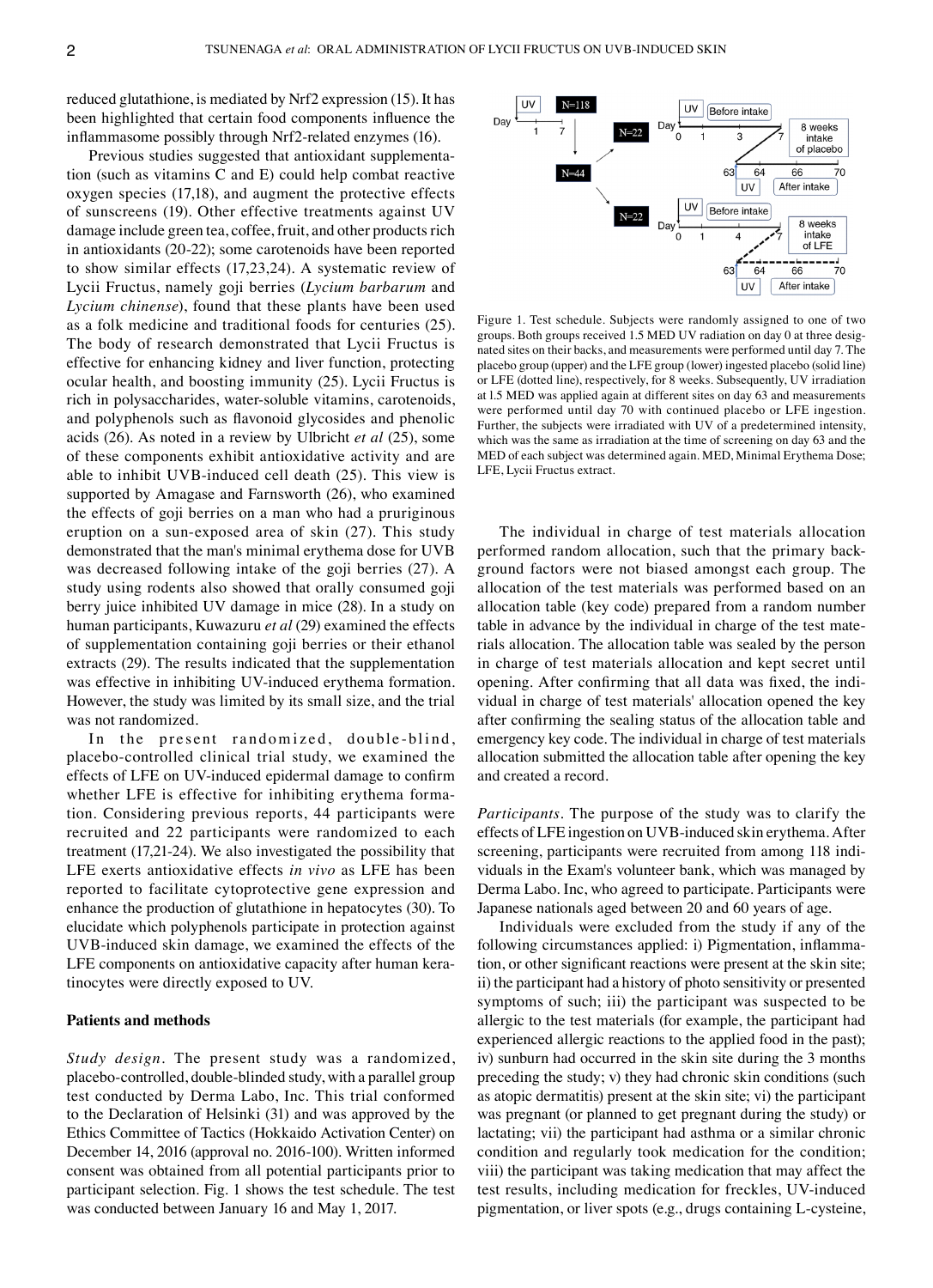reduced glutathione, is mediated by Nrf2 expression (15). It has been highlighted that certain food components influence the inflammasome possibly through Nrf2-related enzymes (16).

Previous studies suggested that antioxidant supplementation (such as vitamins C and E) could help combat reactive oxygen species (17,18), and augment the protective effects of sunscreens (19). Other effective treatments against UV damage include green tea, coffee, fruit, and other products rich in antioxidants (20-22); some carotenoids have been reported to show similar effects (17,23,24). A systematic review of Lycii Fructus, namely goji berries (*Lycium barbarum* and *Lycium chinense*), found that these plants have been used as a folk medicine and traditional foods for centuries (25). The body of research demonstrated that the Lycii Fructus is effective for enhancing kidney and liver function, protecting ocular health, and boosting immunity (25). Lycii Fructus is rich in polysaccharides, water-soluble vitamins, carotenoids, and polyphenols such as flavonoid glycosides and phenolic acids (26). As noted in a review by Ulbricht *et al* (25), some of these components exhibit antioxidative activity and are able to inhibit UVB-induced cell death (25). This view is supported by Amagase and Farnsworth (26), who examined the effects of goji berries on a man who had a pruriginous eruption on a sun-exposed area of skin (27). This study demonstrated that the man's minimal erythema dose for UVB was decreased following intake of the goji berries (27). A study using rodents also showed that orally consumed goji berry juice inhibited UV damage in mice (28). In a study on human participants, Kuwazuru *et al* (29) examined the effects of supplementation containing goji berries or their ethanol extracts (29). The results indicated that the supplementation was effective in inhibiting UV-induced erythema formation. However, the study was limited by its small size, and the trial was not randomized.

In the present randomized, double-blind, placebo-controlled clinical trial study, we examined the effects of LFE on UV-induced epidermal damage to confirm whether LFE is effective for inhibiting erythema formation. Considering previous reports, 44 participants were recruited and 22 participants were randomized to each treatment (17,21-24). We also investigated the possibility that LFE exerts antioxidative effects *in vivo* as LFE has been reported to facilitate cytoprotective gene expression and enhance the production of glutathione in hepatocytes (30). To elucidate which polyphenols participate in protection against UVB-induced skin damage, we examined the effects of the LFE components on antioxidative capacity after human keratinocytes were directly exposed to UV.

## Patients and methods

*Study design*. The present study was a randomized, placebo-controlled, double-blinded study, with a parallel group test conducted by Derma Labo, Inc. This trial conformed to the Declaration of Helsinki (31) and was approved by the Ethics Committee of Tactics (Hokkaido Activation Center) on December 14, 2016 (approval no. 2016-100). Written informed consent was obtained from all potential participants prior to participant selection. Fig. 1 shows the test schedule. The test was conducted between January 16 and May 1, 2017.

Figure 1. Test schedule. Subjects were randomly assigned to one of two groups. Both groups received 1.5 MED UV radiation on day 0 at three designated sites on their backs, and measurements were performed until day 7. The placebo group (upper) and the LFE group (lower) ingested placebo (solid line) or LFE (dotted line), respectively, for 8 weeks. Subsequently, UV irradiation at l.5 MED was applied again at different sites on day 63 and measurements were performed until day 70 with continued placebo or LFE ingestion. Further, the subjects were irradiated with UV of a predetermined intensity, which was the same as irradiation at the time of screening on day 63 and the MED of each subject was determined again. MED, Minimal Erythema Dose; LFE, Lycii Fructus extract.

The individual in charge of test materials allocation performed random allocation, such that the primary background factors were not biased amongst each group. The allocation of the test materials was performed based on an allocation table (key code) prepared from a random number table in advance by the individual in charge of the test materials allocation. The allocation table was sealed by the person in charge of test materials allocation and kept secret until opening. After confirming that all data was fixed, the individual in charge of test materials' allocation opened the key after confirming the sealing status of the allocation table and emergency key code. The individual in charge of test materials allocation submitted the allocation table after opening the key and created a record.

*Participants*. The purpose of the study was to clarify the effects of LFE ingestion on UVB-induced skin erythema. After screening, participants were recruited from among 118 individuals in the Exam's volunteer bank, which was managed by Derma Labo. Inc, who agreed to participate. Participants were Japanese nationals aged between 20 and 60 years of age.

Individuals were excluded from the study if any of the following circumstances applied: i) Pigmentation, inflammation, or other significant reactions were present at the skin site; ii) the participant had a history of photo sensitivity or presented symptoms of such; iii) the participant was suspected to be allergic to the test materials (for example, the participant had experienced allergic reactions to the applied food in the past); iv) sunburn had occurred in the skin site during the 3 months preceding the study; v) they had chronic skin conditions (such as atopic dermatitis) present at the skin site; vi) the participant was pregnant (or planned to get pregnant during the study) or lactating; vii) the participant had asthma or a similar chronic condition and regularly took medication for the condition; viii) the participant was taking medication that may affect the test results, including medication for freckles, UV-induced pigmentation, or liver spots (e.g., drugs containing L-cysteine,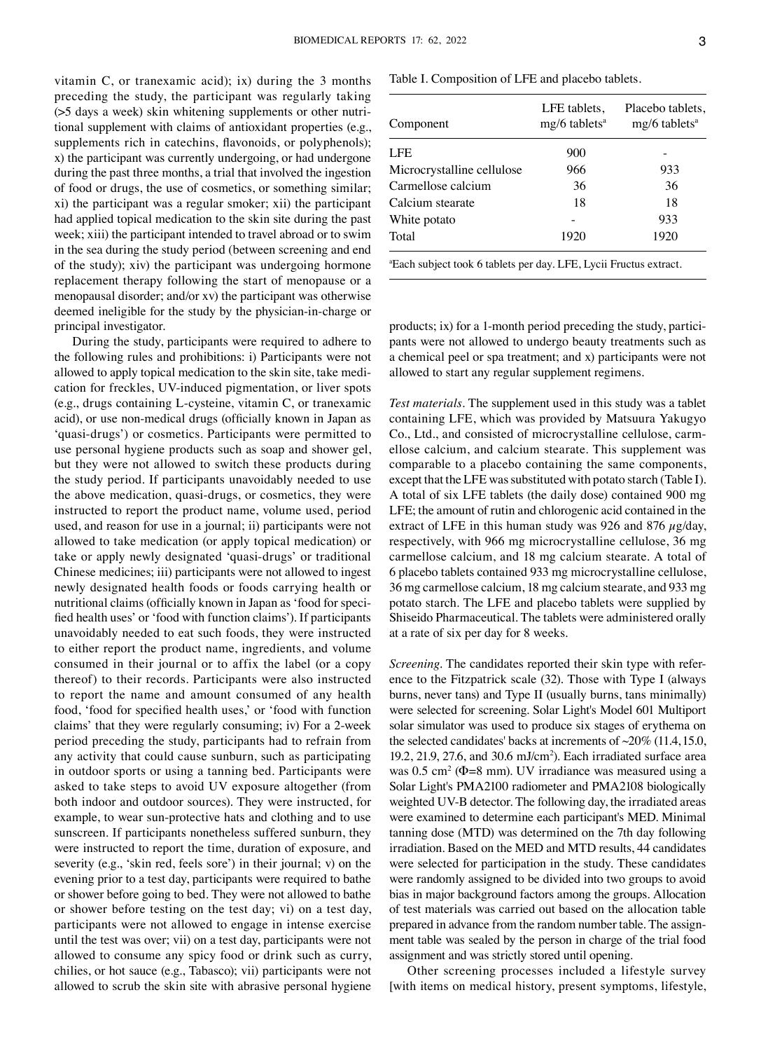vitamin C, or tranexamic acid); ix) during the 3 months preceding the study, the participant was regularly taking (>5 days a week) skin whitening supplements or other nutritional supplement with claims of antioxidant properties (e.g., supplements rich in catechins, flavonoids, or polyphenols); x) the participant was currently undergoing, or had undergone during the past three months, a trial that involved the ingestion of food or drugs, the use of cosmetics, or something similar; xi) the participant was a regular smoker; xii) the participant had applied topical medication to the skin site during the past week; xiii) the participant intended to travel abroad or to swim in the sea during the study period (between screening and end of the study); xiv) the participant was undergoing hormone replacement therapy following the start of menopause or a menopausal disorder; and/or xv) the participant was otherwise deemed ineligible for the study by the physician-in-charge or principal investigator.

During the study, participants were required to adhere to the following rules and prohibitions: i) Participants were not allowed to apply topical medication to the skin site, take medication for freckles, UV-induced pigmentation, or liver spots (e.g., drugs containing L-cysteine, vitamin C, or tranexamic acid), or use non-medical drugs (officially known in Japan as 'quasi-drugs') or cosmetics. Participants were permitted to use personal hygiene products such as soap and shower gel, but they were not allowed to switch these products during the study period. If participants unavoidably needed to use the above medication, quasi-drugs, or cosmetics, they were instructed to report the product name, volume used, period used, and reason for use in a journal; ii) participants were not allowed to take medication (or apply topical medication) or take or apply newly designated 'quasi-drugs' or traditional Chinese medicines; iii) participants were not allowed to ingest newly designated health foods or foods carrying health or nutritional claims (officially known in Japan as 'food for specified health uses' or 'food with function claims'). If participants unavoidably needed to eat such foods, they were instructed to either report the product name, ingredients, and volume consumed in their journal or to affix the label (or a copy thereof) to their records. Participants were also instructed to report the name and amount consumed of any health food, 'food for specified health uses,' or 'food with function claims' that they were regularly consuming; iv) For a 2-week period preceding the study, participants had to refrain from any activity that could cause sunburn, such as participating in outdoor sports or using a tanning bed. Participants were asked to take steps to avoid UV exposure altogether (from both indoor and outdoor sources). They were instructed, for example, to wear sun-protective hats and clothing and to use sunscreen. If participants nonetheless suffered sunburn, they were instructed to report the time, duration of exposure, and severity (e.g., 'skin red, feels sore') in their journal; v) on the evening prior to a test day, participants were required to bathe or shower before going to bed. They were not allowed to bathe or shower before testing on the test day; vi) on a test day, participants were not allowed to engage in intense exercise until the test was over; vii) on a test day, participants were not allowed to consume any spicy food or drink such as curry, chilies, or hot sauce (e.g., Tabasco); vii) participants were not allowed to scrub the skin site with abrasive personal hygiene products; ix) for a 1-month period preceding the study, participants were not allowed to undergo beauty treatments such as a chemical peel or spa treatment; and x) participants were not allowed to start any regular supplement regimens.

Table I. Composition of LFE and placebo tablets.

| Component | LFE tablets, mg/6 tablets[a] | Placebo tablets, mg/6 tablets[a] |
|---|---|---|
| LFE | 900 | - |
| Microcrystalline cellulose | 966 | 933 |
| Carmellose calcium | 36 | 36 |
| Calcium stearate | 18 | 18 |
| White potato | - | 933 |
| Total | 1920 | 1920 |

[a]Each subject took 6 tablets per day. LFE, Lycii Fructus extract.

*Test materials.* The supplement used in this study was a tablet containing LFE, which was provided by Matsuura Yakugyo Co., Ltd., and consisted of microcrystalline cellulose, carmellose calcium, and calcium stearate. This supplement was comparable to a placebo containing the same components, except that the LFE was substituted with potato starch (Table I). A total of six LFE tablets (the daily dose) contained 900 mg LFE; the amount of rutin and chlorogenic acid contained in the extract of LFE in this human study was 926 and 876 $\mu$g/day, respectively, with 966 mg microcrystalline cellulose, 36 mg carmellose calcium, and 18 mg calcium stearate. A total of 6 placebo tablets contained 933 mg microcrystalline cellulose, 36 mg carmellose calcium, 18 mg calcium stearate, and 933 mg potato starch. The LFE and placebo tablets were supplied by Shiseido Pharmaceutical. The tablets were administered orally at a rate of six per day for 8 weeks.

*Screening.* The candidates reported their skin type with reference to the Fitzpatrick scale (32). Those with Type I (always burns, never tans) and Type II (usually burns, tans minimally) were selected for screening. Solar Light's Model 601 Multiport solar simulator was used to produce six stages of erythema on the selected candidates' backs at increments of ~20% (11.4, 15.0, 19.2, 21.9, 27.6, and 30.6 mJ/cm$^2$). Each irradiated surface area was 0.5 cm$^2$ ($\Phi$=8 mm). UV irradiance was measured using a Solar Light's PMA2100 radiometer and PMA2108 biologically weighted UV-B detector. The following day, the irradiated areas were examined to determine each participant's MED. Minimal tanning dose (MTD) was determined on the 7th day following irradiation. Based on the MED and MTD results, 44 candidates were selected for participation in the study. These candidates were randomly assigned to be divided into two groups to avoid bias in major background factors among the groups. Allocation of test materials was carried out based on the allocation table prepared in advance from the random number table. The assignment table was sealed by the person in charge of the trial food assignment and was strictly stored until opening.

Other screening processes included a lifestyle survey [with items on medical history, present symptoms, lifestyle,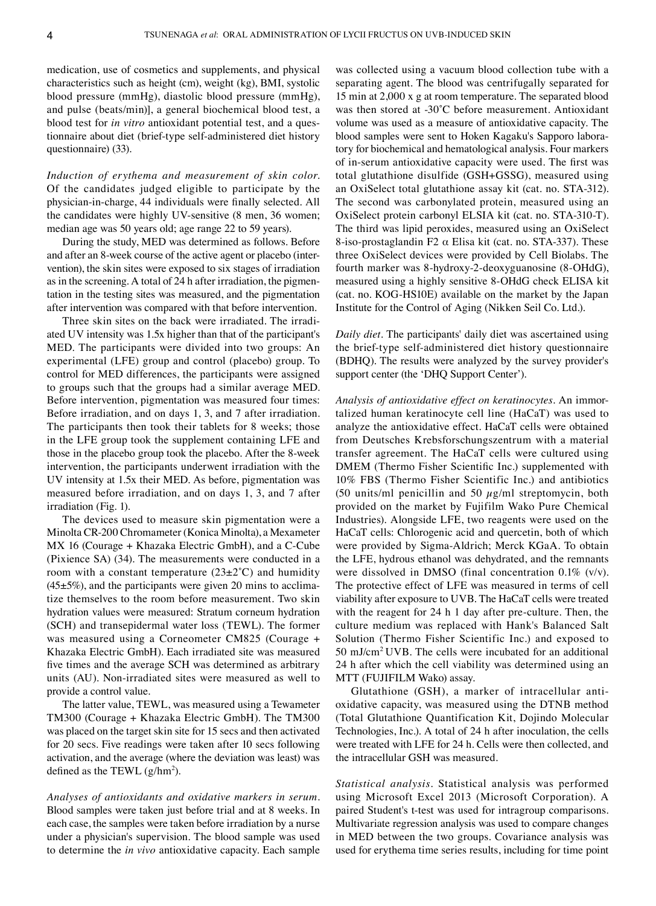medication, use of cosmetics and supplements, and physical characteristics such as height (cm), weight (kg), BMI, systolic blood pressure (mmHg), diastolic blood pressure (mmHg), and pulse (beats/min)], a general biochemical blood test, a blood test for *in vitro* antioxidant potential test, and a questionnaire about diet (brief-type self-administered diet history questionnaire) (33).

*Induction of erythema and measurement of skin color.* Of the candidates judged eligible to participate by the physician-in-charge, 44 individuals were finally selected. All the candidates were highly UV-sensitive (8 men, 36 women; median age was 50 years old; age range 22 to 59 years).

During the study, MED was determined as follows. Before and after an 8-week course of the active agent or placebo (intervention), the skin sites were exposed to six stages of irradiation as in the screening. A total of 24 h after irradiation, the pigmentation in the testing sites was measured, and the pigmentation after intervention was compared with that before intervention.

Three skin sites on the back were irradiated. The irradiated UV intensity was 1.5x higher than that of the participant's MED. The participants were divided into two groups: An experimental (LFE) group and control (placebo) group. To control for MED differences, the participants were assigned to groups such that the groups had a similar average MED. Before intervention, pigmentation was measured four times: Before irradiation, and on days 1, 3, and 7 after irradiation. The participants then took their tablets for 8 weeks; those in the LFE group took the supplement containing LFE and those in the placebo group took the placebo. After the 8-week intervention, the participants underwent irradiation with the UV intensity at 1.5x their MED. As before, pigmentation was measured before irradiation, and on days 1, 3, and 7 after irradiation (Fig. 1).

The devices used to measure skin pigmentation were a Minolta CR-200 Chromameter (Konica Minolta), a Mexameter MX 16 (Courage + Khazaka Electric GmbH), and a C-Cube (Pixience SA) (34). The measurements were conducted in a room with a constant temperature (23±2˚C) and humidity (45±5%), and the participants were given 20 mins to acclimatize themselves to the room before measurement. Two skin hydration values were measured: Stratum corneum hydration (SCH) and transepidermal water loss (TEWL). The former was measured using a Corneometer CM825 (Courage + Khazaka Electric GmbH). Each irradiated site was measured five times and the average SCH was determined as arbitrary units (AU). Non-irradiated sites were measured as well to provide a control value.

The latter value, TEWL, was measured using a Tewameter TM300 (Courage + Khazaka Electric GmbH). The TM300 was placed on the target skin site for 15 secs and then activated for 20 secs. Five readings were taken after 10 secs following activation, and the average (where the deviation was least) was defined as the TEWL (g/hm$^2$).

*Analyses of antioxidants and oxidative markers in serum.* Blood samples were taken just before trial and at 8 weeks. In each case, the samples were taken before irradiation by a nurse under a physician's supervision. The blood sample was used to determine the *in vivo* antioxidative capacity. Each sample was collected using a vacuum blood collection tube with a separating agent. The blood was centrifugally separated for 15 min at 2,000 x g at room temperature. The separated blood was then stored at -30˚C before measurement. Antioxidant volume was used as a measure of antioxidative capacity. The blood samples were sent to Hoken Kagaku's Sapporo laboratory for biochemical and hematological analysis. Four markers of in-serum antioxidative capacity were used. The first was total glutathione disulfide (GSH+GSSG), measured using an OxiSelect total glutathione assay kit (cat. no. STA-312). The second was carbonylated protein, measured using an OxiSelect protein carbonyl ELSIA kit (cat. no. STA-310-T). The third was lipid peroxides, measured using an OxiSelect 8-iso-prostaglandin F2 α Elisa kit (cat. no. STA-337). These three OxiSelect devices were provided by Cell Biolabs. The fourth marker was 8-hydroxy-2-deoxyguanosine (8-OHdG), measured using a highly sensitive 8-OHdG check ELISA kit (cat. no. KOG-HS10E) available on the market by the Japan Institute for the Control of Aging (Nikken Seil Co. Ltd.).

*Daily diet.* The participants' daily diet was ascertained using the brief-type self-administered diet history questionnaire (BDHQ). The results were analyzed by the survey provider's support center (the 'DHQ Support Center').

*Analysis of antioxidative effect on keratinocytes.* An immortalized human keratinocyte cell line (HaCaT) was used to analyze the antioxidative effect. HaCaT cells were obtained from Deutsches Krebsforschungszentrum with a material transfer agreement. The HaCaT cells were cultured using DMEM (Thermo Fisher Scientific Inc.) supplemented with 10% FBS (Thermo Fisher Scientific Inc.) and antibiotics (50 units/ml penicillin and 50 $\mu$g/ml streptomycin, both provided on the market by Fujifilm Wako Pure Chemical Industries). Alongside LFE, two reagents were used on the HaCaT cells: Chlorogenic acid and quercetin, both of which were provided by Sigma-Aldrich; Merck KGaA. To obtain the LFE, hydrous ethanol was dehydrated, and the remnants were dissolved in DMSO (final concentration 0.1% (v/v). The protective effect of LFE was measured in terms of cell viability after exposure to UVB. The HaCaT cells were treated with the reagent for 24 h 1 day after pre-culture. Then, the culture medium was replaced with Hank's Balanced Salt Solution (Thermo Fisher Scientific Inc.) and exposed to 50 mJ/cm$^2$ UVB. The cells were incubated for an additional 24 h after which the cell viability was determined using an MTT (FUJIFILM Wako) assay.

Glutathione (GSH), a marker of intracellular antioxidative capacity, was measured using the DTNB method (Total Glutathione Quantification Kit, Dojindo Molecular Technologies, Inc.). A total of 24 h after inoculation, the cells were treated with LFE for 24 h. Cells were then collected, and the intracellular GSH was measured.

*Statistical analysis.* Statistical analysis was performed using Microsoft Excel 2013 (Microsoft Corporation). A paired Student's t-test was used for intragroup comparisons. Multivariate regression analysis was used to compare changes in MED between the two groups. Covariance analysis was used for erythema time series results, including for time point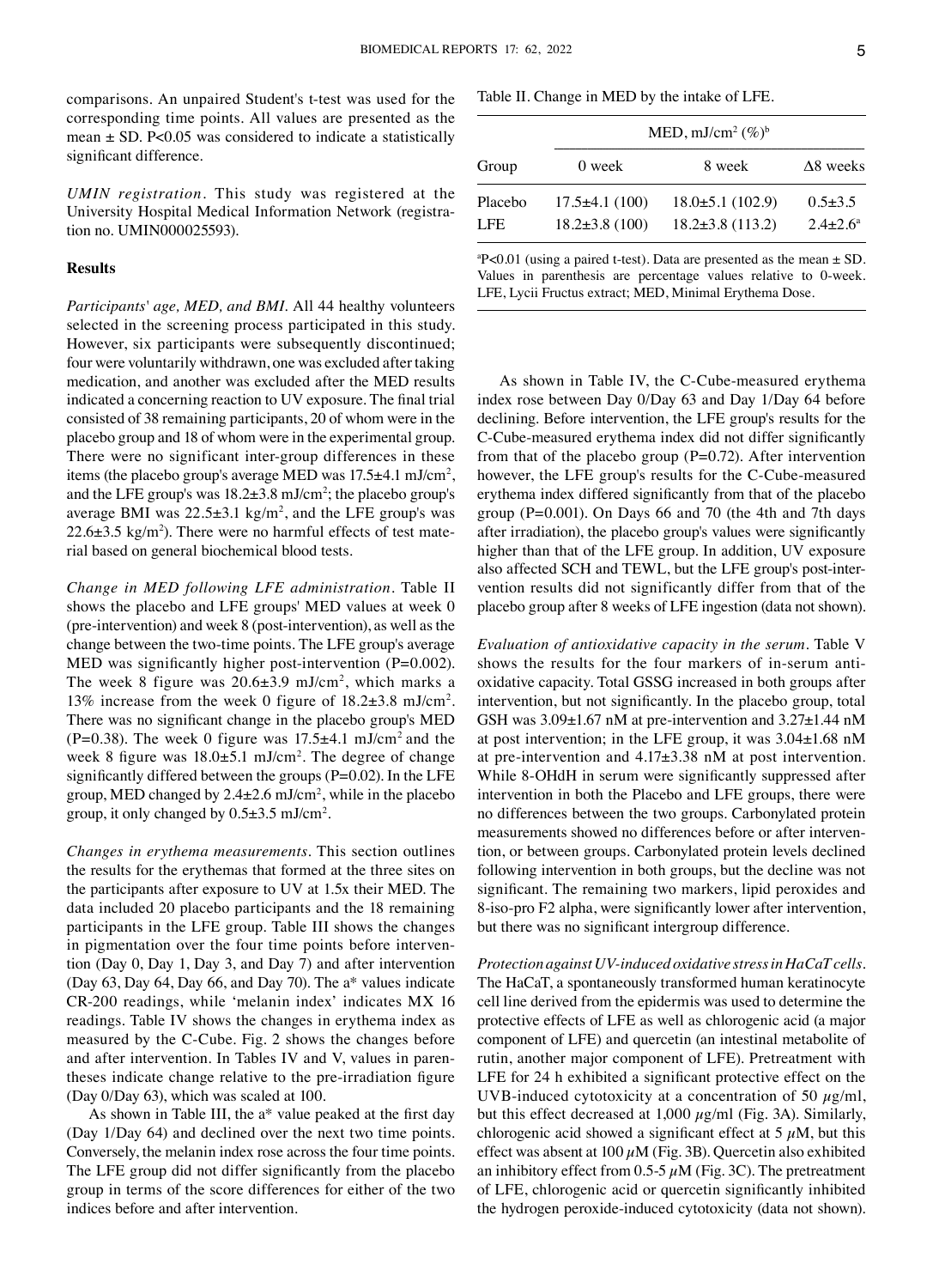comparisons. An unpaired Student's t-test was used for the corresponding time points. All values are presented as the mean ± SD. P<0.05 was considered to indicate a statistically significant difference.

*UMIN registration.* This study was registered at the University Hospital Medical Information Network (registration no. UMIN000025593).

## Results

*Participants' age, MED, and BMI.* All 44 healthy volunteers selected in the screening process participated in this study. However, six participants were subsequently discontinued; four were voluntarily withdrawn, one was excluded after taking medication, and another was excluded after the MED results indicated a concerning reaction to UV exposure. The final trial consisted of 38 remaining participants, 20 of whom were in the placebo group and 18 of whom were in the experimental group. There were no significant inter-group differences in these items (the placebo group's average MED was 17.5±4.1 mJ/cm$^2$, and the LFE group's was 18.2±3.8 mJ/cm$^2$; the placebo group's average BMI was 22.5±3.1 kg/m$^2$, and the LFE group's was 22.6±3.5 kg/m$^2$). There were no harmful effects of test material based on general biochemical blood tests.

*Change in MED following LFE administration.* Table II shows the placebo and LFE groups' MED values at week 0 (pre-intervention) and week 8 (post-intervention), as well as the change between the two-time points. The LFE group's average MED was significantly higher post-intervention (P=0.002). The week 8 figure was 20.6±3.9 mJ/cm$^2$, which marks a 13% increase from the week 0 figure of 18.2±3.8 mJ/cm$^2$. There was no significant change in the placebo group's MED (P=0.38). The week 0 figure was 17.5±4.1 mJ/cm$^2$ and the week 8 figure was 18.0±5.1 mJ/cm$^2$. The degree of change significantly differed between the groups (P=0.02). In the LFE group, MED changed by 2.4±2.6 mJ/cm$^2$, while in the placebo group, it only changed by 0.5±3.5 mJ/cm$^2$.

*Changes in erythema measurements.* This section outlines the results for the erythemas that formed at the three sites on the participants after exposure to UV at 1.5x their MED. The data included 20 placebo participants and the 18 remaining participants in the LFE group. Table III shows the changes in pigmentation over the four time points before intervention (Day 0, Day 1, Day 3, and Day 7) and after intervention (Day 63, Day 64, Day 66, and Day 70). The a* values indicate CR-200 readings, while 'melanin index' indicates MX 16 readings. Table IV shows the changes in erythema index as measured by the C-Cube. Fig. 2 shows the changes before and after intervention. In Tables IV and V, values in parentheses indicate change relative to the pre-irradiation figure (Day 0/Day 63), which was scaled at 100.

As shown in Table III, the a* value peaked at the first day (Day 1/Day 64) and declined over the next two time points. Conversely, the melanin index rose across the four time points. The LFE group did not differ significantly from the placebo group in terms of the score differences for either of the two indices before and after intervention.

Table II. Change in MED by the intake of LFE.

| | MED, mJ/cm$^2$ (%)[b] | | |
|---|---|---|---|
| Group | 0 week | 8 week | Δ8 weeks |
| Placebo | 17.5±4.1 (100) | 18.0±5.1 (102.9) | 0.5±3.5 |
| LFE | 18.2±3.8 (100) | 18.2±3.8 (113.2) | 2.4±2.6[a] |

[a]P<0.01 (using a paired t-test). Data are presented as the mean ± SD. Values in parenthesis are percentage values relative to 0-week. LFE, Lycii Fructus extract; MED, Minimal Erythema Dose.

As shown in Table IV, the C-Cube-measured erythema index rose between Day 0/Day 63 and Day 1/Day 64 before declining. Before intervention, the LFE group's results for the C-Cube-measured erythema index did not differ significantly from that of the placebo group (P=0.72). After intervention however, the LFE group's results for the C-Cube-measured erythema index differed significantly from that of the placebo group (P=0.001). On Days 66 and 70 (the 4th and 7th days after irradiation), the placebo group's values were significantly higher than that of the LFE group. In addition, UV exposure also affected SCH and TEWL, but the LFE group's post-intervention results did not significantly differ from that of the placebo group after 8 weeks of LFE ingestion (data not shown).

*Evaluation of antioxidative capacity in the serum.* Table V shows the results for the four markers of in-serum antioxidative capacity. Total GSSG increased in both groups after intervention, but not significantly. In the placebo group, total GSH was 3.09±1.67 nM at pre-intervention and 3.27±1.44 nM at post intervention; in the LFE group, it was 3.04±1.68 nM at pre-intervention and 4.17±3.38 nM at post intervention. While 8-OHdH in serum were significantly suppressed after intervention in both the Placebo and LFE groups, there were no differences between the two groups. Carbonylated protein measurements showed no differences before or after intervention, or between groups. Carbonylated protein levels declined following intervention in both groups, but the decline was not significant. The remaining two markers, lipid peroxides and 8-iso-pro F2 alpha, were significantly lower after intervention, but there was no significant intergroup difference.

*Protection against UV-induced oxidative stress in HaCaT cells.* The HaCaT, a spontaneously transformed human keratinocyte cell line derived from the epidermis was used to determine the protective effects of LFE as well as chlorogenic acid (a major component of LFE) and quercetin (an intestinal metabolite of rutin, another major component of LFE). Pretreatment with LFE for 24 h exhibited a significant protective effect on the UVB-induced cytotoxicity at a concentration of 50 $\mu$g/ml, but this effect decreased at 1,000 $\mu$g/ml (Fig. 3A). Similarly, chlorogenic acid showed a significant effect at 5 $\mu$M, but this effect was absent at 100 $\mu$M (Fig. 3B). Quercetin also exhibited an inhibitory effect from 0.5-5 $\mu$M (Fig. 3C). The pretreatment of LFE, chlorogenic acid or quercetin significantly inhibited the hydrogen peroxide-induced cytotoxicity (data not shown).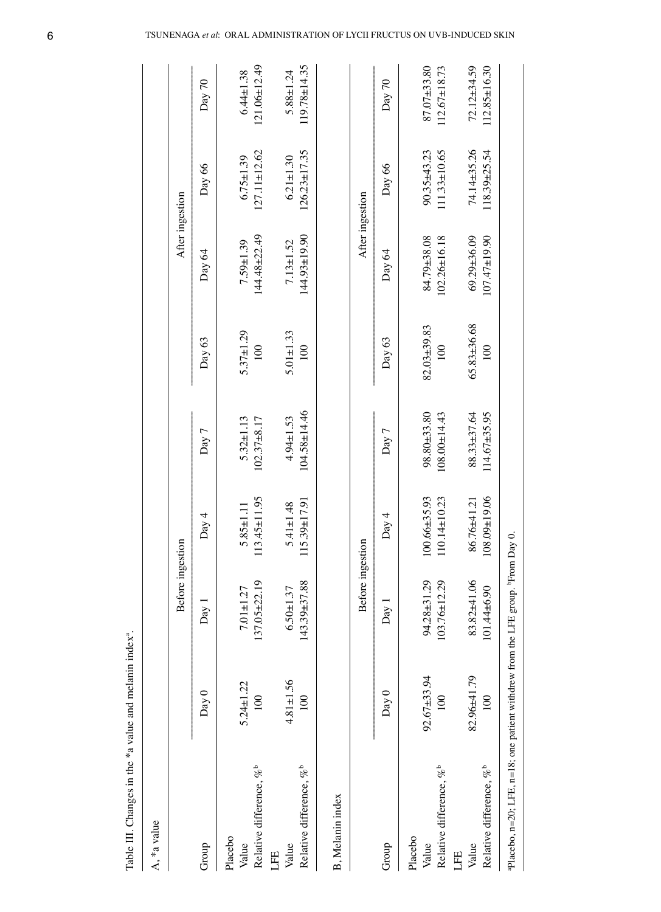Table III. Changes in the *a value and melanin index[a].

A, *a value

| Group | Before ingestion | | | | After ingestion | | | |
|---|---|---|---|---|---|---|---|---|
| | Day 0 | Day 1 | Day 4 | Day 7 | Day 63 | Day 64 | Day 66 | Day 70 |
| Placebo | | | | | | | | |
| Value | 5.24±1.22 | 7.01±1.27 | 5.85±1.11 | 5.32±1.13 | 5.37±1.29 | 7.59±1.39 | 6.75±1.39 | 6.44±1.38 |
| Relative difference, %[b] | 100 | 137.05±22.19 | 113.45±11.95 | 102.37±8.17 | 100 | 144.48±22.49 | 127.11±12.62 | 121.06±12.49 |
| LFE | | | | | | | | |
| Value | 4.81±1.56 | 6.50±1.37 | 5.41±1.48 | 4.94±1.53 | 5.01±1.33 | 7.13±1.52 | 6.21±1.30 | 5.88±1.24 |
| Relative difference, %[b] | 100 | 143.39±37.88 | 115.39±17.91 | 104.58±14.46 | 100 | 144.93±19.90 | 126.23±17.35 | 119.78±14.35 |

B, Melanin index

| Group | Before ingestion | | | | After ingestion | | | |
|---|---|---|---|---|---|---|---|---|
| | Day 0 | Day 1 | Day 4 | Day 7 | Day 63 | Day 64 | Day 66 | Day 70 |
| Placebo | | | | | | | | |
| Value | 92.67±33.94 | 94.28±31.29 | 100.66±35.93 | 98.80±33.80 | 82.03±39.83 | 84.79±38.08 | 90.35±43.23 | 87.07±33.80 |
| Relative difference, %[b] | 100 | 103.76±12.29 | 110.14±10.23 | 108.00±14.43 | 100 | 102.26±16.18 | 111.33±10.65 | 112.67±18.73 |
| LFE | | | | | | | | |
| Value | 82.96±41.79 | 83.82±41.06 | 86.76±41.21 | 88.33±37.64 | 65.83±36.68 | 69.29±36.09 | 74.14±35.26 | 72.12±34.59 |
| Relative difference, %[b] | 100 | 101.44±6.90 | 108.09±19.06 | 114.67±35.95 | 100 | 107.47±19.90 | 118.39±25.54 | 112.85±16.30 |

[a]Placebo, n=20; LFE, n=18; one patient withdrew from the LFE group. [b]From Day 0.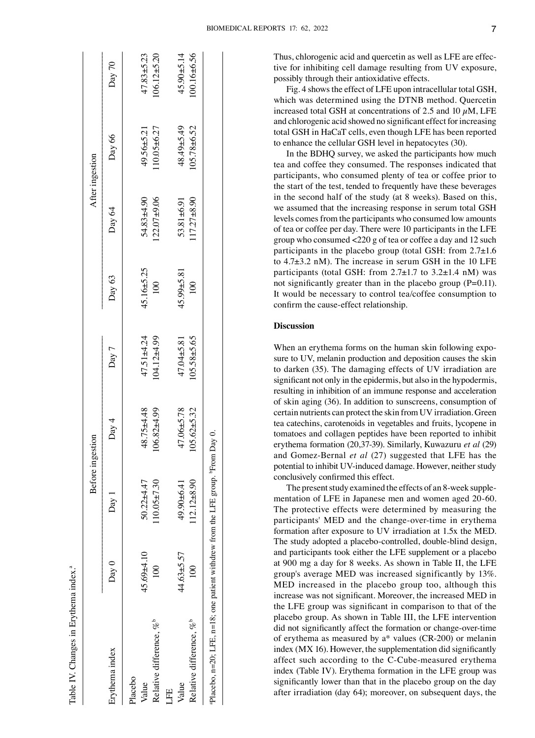Table IV. Changes in Erythema index.[a]

| Erythema index | Before ingestion | | | | After ingestion | | | |
|---|---|---|---|---|---|---|---|---|
| | Day 0 | Day 1 | Day 4 | Day 7 | Day 63 | Day 64 | Day 66 | Day 70 |
| Placebo | | | | | | | | |
| Value | 45.69±4.10 | 50.22±4.47 | 48.75±4.48 | 47.51±4.24 | 45.16±5.25 | 54.83±4.90 | 49.56±5.21 | 47.83±5.23 |
| Relative difference, %[b] | 100 | 110.05±7.30 | 106.82±4.99 | 104.12±4.99 | 100 | 122.07±9.06 | 110.05±6.27 | 106.12±5.20 |
| LFE | | | | | | | | |
| Value | 44.63±5.57 | 49.90±6.41 | 47.06±5.78 | 47.04±5.81 | 45.99±5.81 | 53.81±6.91 | 48.49±5.49 | 45.90±5.14 |
| Relative difference, %[b] | 100 | 112.12±8.90 | 105.62±5.32 | 105.58±5.65 | 100 | 117.27±8.90 | 105.78±6.52 | 100.16±6.56 |

[a]Placebo, n=20; LFE, n=18; one patient withdrew from the LFE group. [b]From Day 0.

Thus, chlorogenic acid and quercetin as well as LFE are effective for inhibiting cell damage resulting from UV exposure, possibly through their antioxidative effects.

Fig. 4 shows the effect of LFE upon intracellular total GSH, which was determined using the DTNB method. Quercetin increased total GSH at concentrations of 2.5 and 10 $\mu$M, LFE and chlorogenic acid showed no significant effect for increasing total GSH in HaCaT cells, even though LFE has been reported to enhance the cellular GSH level in hepatocytes (30).

In the BDHQ survey, we asked the participants how much tea and coffee they consumed. The responses indicated that participants, who consumed plenty of tea or coffee prior to the start of the test, tended to frequently have these beverages in the second half of the study (at 8 weeks). Based on this, we assumed that the increasing response in serum total GSH levels comes from the participants who consumed low amounts of tea or coffee per day. There were 10 participants in the LFE group who consumed <220 g of tea or coffee a day and 12 such participants in the placebo group (total GSH: from 2.7±1.6 to 4.7±3.2 nM). The increase in serum GSH in the 10 LFE participants (total GSH: from 2.7±1.7 to 3.2±1.4 nM) was not significantly greater than in the placebo group (P=0.11). It would be necessary to control tea/coffee consumption to confirm the cause-effect relationship.

## Discussion

When an erythema forms on the human skin following exposure to UV, melanin production and deposition causes the skin to darken (35). The damaging effects of UV irradiation are significant not only in the epidermis, but also in the hypodermis, resulting in inhibition of an immune response and acceleration of skin aging (36). In addition to sunscreens, consumption of certain nutrients can protect the skin from UV irradiation. Green tea catechins, carotenoids in vegetables and fruits, lycopene in tomatoes and collagen peptides have been reported to inhibit erythema formation (20,37-39). Similarly, Kuwazuru *et al* (29) and Gomez-Bernal *et al* (27) suggested that LFE has the potential to inhibit UV-induced damage. However, neither study conclusively confirmed this effect.

The present study examined the effects of an 8-week supplementation of LFE in Japanese men and women aged 20-60. The protective effects were determined by measuring the participants' MED and the change-over-time in erythema formation after exposure to UV irradiation at 1.5x the MED. The study adopted a placebo-controlled, double-blind design, and participants took either the LFE supplement or a placebo at 900 mg a day for 8 weeks. As shown in Table II, the LFE group's average MED was increased significantly by 13%. MED increased in the placebo group too, although this increase was not significant. Moreover, the increased MED in the LFE group was significant in comparison to that of the placebo group. As shown in Table III, the LFE intervention did not significantly affect the formation or change-over-time of erythema as measured by a* values (CR-200) or melanin index (MX 16). However, the supplementation did significantly affect such according to the C-Cube-measured erythema index (Table IV). Erythema formation in the LFE group was significantly lower than that in the placebo group on the day after irradiation (day 64); moreover, on subsequent days, the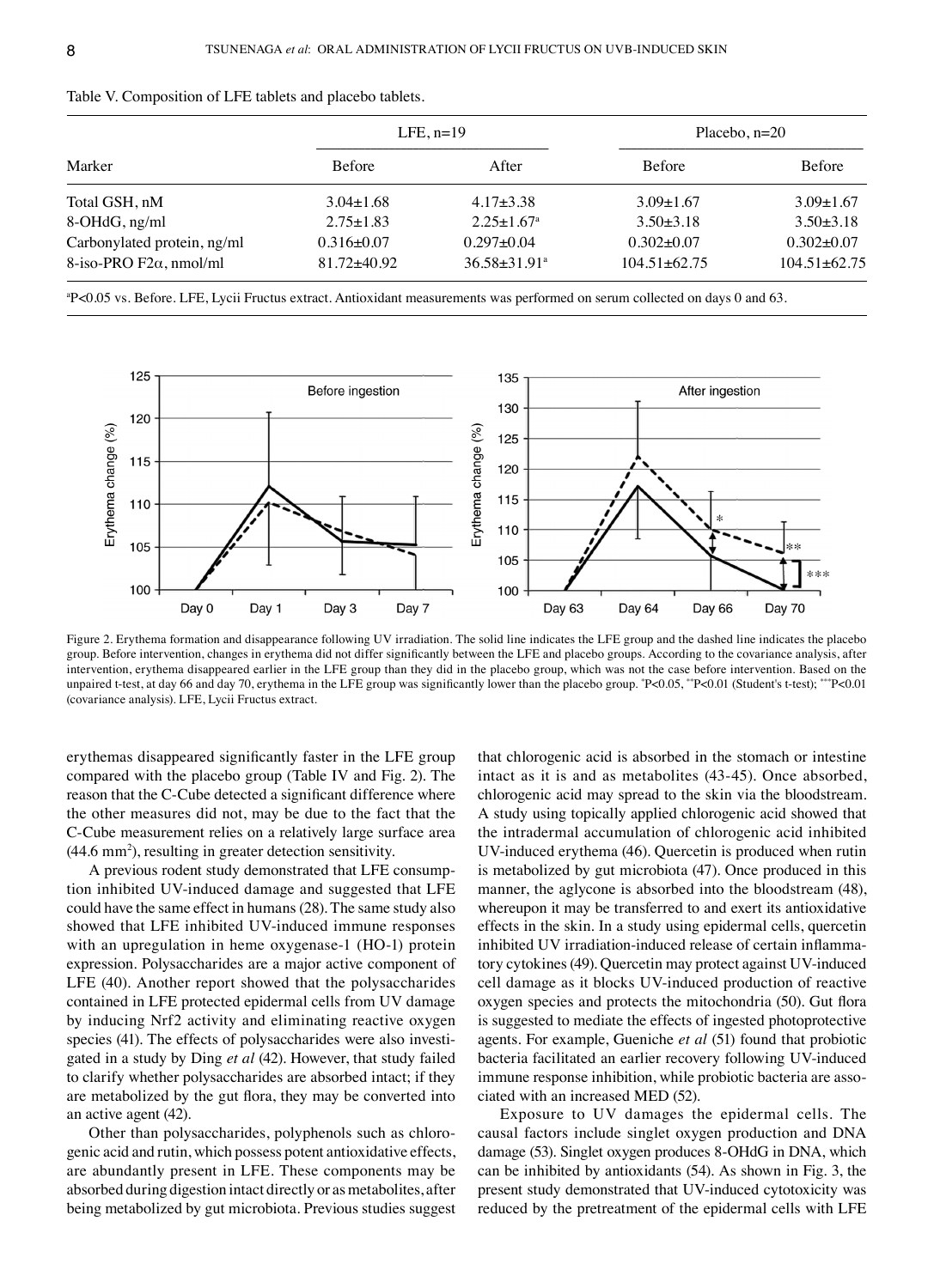Table V. Composition of LFE tablets and placebo tablets.

| | LFE, n=19 | | Placebo, n=20 | |
|---|---|---|---|---|
| Marker | Before | After | Before | Before |
| Total GSH, nM | 3.04±1.68 | 4.17±3.38 | 3.09±1.67 | 3.09±1.67 |
| 8-OHdG, ng/ml | 2.75±1.83 | 2.25±1.67[a] | 3.50±3.18 | 3.50±3.18 |
| Carbonylated protein, ng/ml | 0.316±0.07 | 0.297±0.04 | 0.302±0.07 | 0.302±0.07 |
| 8-iso-PRO F2α, nmol/ml | 81.72±40.92 | 36.58±31.91[a] | 104.51±62.75 | 104.51±62.75 |

[a]P<0.05 vs. Before. LFE, Lycii Fructus extract. Antioxidant measurements was performed on serum collected on days 0 and 63.

Figure 2. Erythema formation and disappearance following UV irradiation. The solid line indicates the LFE group and the dashed line indicates the placebo group. Before intervention, changes in erythema did not differ significantly between the LFE and placebo groups. According to the covariance analysis, after intervention, erythema disappeared earlier in the LFE group than they did in the placebo group, which was not the case before intervention. Based on the unpaired t-test, at day 66 and day 70, erythema in the LFE group was significantly lower than the placebo group. *P<0.05, **P<0.01 (Student's t-test); ***P<0.01 (covariance analysis). LFE, Lycii Fructus extract.

erythemas disappeared significantly faster in the LFE group compared with the placebo group (Table IV and Fig. 2). The reason that the C-Cube detected a significant difference where the other measures did not, may be due to the fact that the C-Cube measurement relies on a relatively large surface area (44.6 $mm^2$), resulting in greater detection sensitivity.

A previous rodent study demonstrated that LFE consumption inhibited UV-induced damage and suggested that LFE could have the same effect in humans (28). The same study also showed that LFE inhibited UV-induced immune responses with an upregulation in heme oxygenase-1 (HO-1) protein expression. Polysaccharides are a major active component of LFE (40). Another report showed that the polysaccharides contained in LFE protected epidermal cells from UV damage by inducing Nrf2 activity and eliminating reactive oxygen species (41). The effects of polysaccharides were also investigated in a study by Ding *et al* (42). However, that study failed to clarify whether polysaccharides are absorbed intact; if they are metabolized by the gut flora, they may be converted into an active agent (42).

Other than polysaccharides, polyphenols such as chlorogenic acid and rutin, which possess potent antioxidative effects, are abundantly present in LFE. These components may be absorbed during digestion intact directly or as metabolites, after being metabolized by gut microbiota. Previous studies suggest that chlorogenic acid is absorbed in the stomach or intestine intact as it is and as metabolites (43-45). Once absorbed, chlorogenic acid may spread to the skin via the bloodstream. A study using topically applied chlorogenic acid showed that the intradermal accumulation of chlorogenic acid inhibited UV-induced erythema (46). Quercetin is produced when rutin is metabolized by gut microbiota (47). Once produced in this manner, the aglycone is absorbed into the bloodstream (48), whereupon it may be transferred to and exert its antioxidative effects in the skin. In a study using epidermal cells, quercetin inhibited UV irradiation-induced release of certain inflammatory cytokines (49). Quercetin may protect against UV-induced cell damage as it blocks UV-induced production of reactive oxygen species and protects the mitochondria (50). Gut flora is suggested to mediate the effects of ingested photoprotective agents. For example, Gueniche *et al* (51) found that probiotic bacteria facilitated an earlier recovery following UV-induced immune response inhibition, while probiotic bacteria are associated with an increased MED (52).

Exposure to UV damages the epidermal cells. The causal factors include singlet oxygen production and DNA damage (53). Singlet oxygen produces 8-OHdG in DNA, which can be inhibited by antioxidants (54). As shown in Fig. 3, the present study demonstrated that UV-induced cytotoxicity was reduced by the pretreatment of the epidermal cells with LFE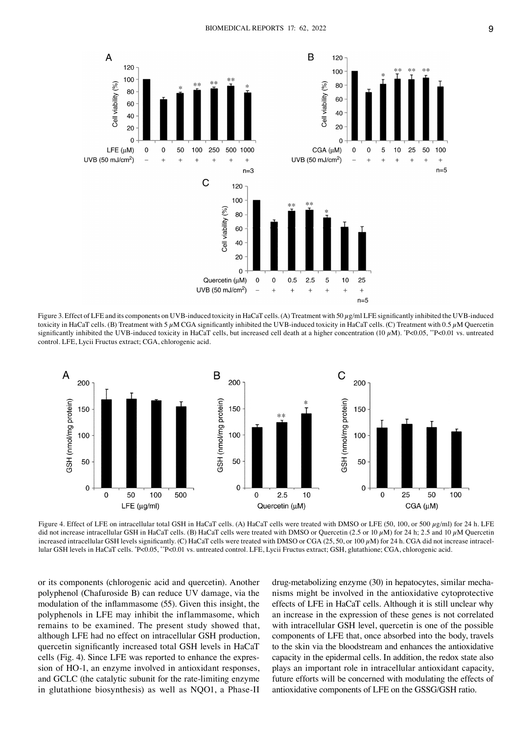Figure 3. Effect of LFE and its components on UVB-induced toxicity in HaCaT cells. (A) Treatment with 50 $\mu$g/ml LFE significantly inhibited the UVB-induced toxicity in HaCaT cells. (B) Treatment with 5 $\mu$M CGA significantly inhibited the UVB-induced toxicity in HaCaT cells. (C) Treatment with 0.5 $\mu$M Quercetin significantly inhibited the UVB-induced toxicity in HaCaT cells, but increased cell death at a higher concentration (10 $\mu$M). *P<0.05, **P<0.01 vs. untreated control. LFE, Lycii Fructus extract; CGA, chlorogenic acid.

Figure 4. Effect of LFE on intracellular total GSH in HaCaT cells. (A) HaCaT cells were treated with DMSO or LFE (50, 100, or 500 $\mu$g/ml) for 24 h. LFE did not increase intracellular GSH in HaCaT cells. (B) HaCaT cells were treated with DMSO or Quercetin (2.5 or 10 $\mu$M) for 24 h; 2.5 and 10 $\mu$M Quercetin increased intracellular GSH levels significantly. (C) HaCaT cells were treated with DMSO or CGA (25, 50, or 100 $\mu$M) for 24 h. CGA did not increase intracellular GSH levels in HaCaT cells. *P<0.05, **P<0.01 vs. untreated control. LFE, Lycii Fructus extract; GSH, glutathione; CGA, chlorogenic acid.

or its components (chlorogenic acid and quercetin). Another polyphenol (Chafuroside B) can reduce UV damage, via the modulation of the inflammasome (55). Given this insight, the polyphenols in LFE may inhibit the inflammasome, which remains to be examined. The present study showed that, although LFE had no effect on intracellular GSH production, quercetin significantly increased total GSH levels in HaCaT cells (Fig. 4). Since LFE was reported to enhance the expression of HO-1, an enzyme involved in antioxidant responses, and GCLC (the catalytic subunit for the rate-limiting enzyme in glutathione biosynthesis) as well as NQO1, a Phase-II drug-metabolizing enzyme (30) in hepatocytes, similar mechanisms might be involved in the antioxidative cytoprotective effects of LFE in HaCaT cells. Although it is still unclear why an increase in the expression of these genes is not correlated with intracellular GSH level, quercetin is one of the possible components of LFE that, once absorbed into the body, travels to the skin via the bloodstream and enhances the antioxidative capacity in the epidermal cells. In addition, the redox state also plays an important role in intracellular antioxidant capacity, future efforts will be concerned with modulating the effects of antioxidative components of LFE on the GSSG/GSH ratio.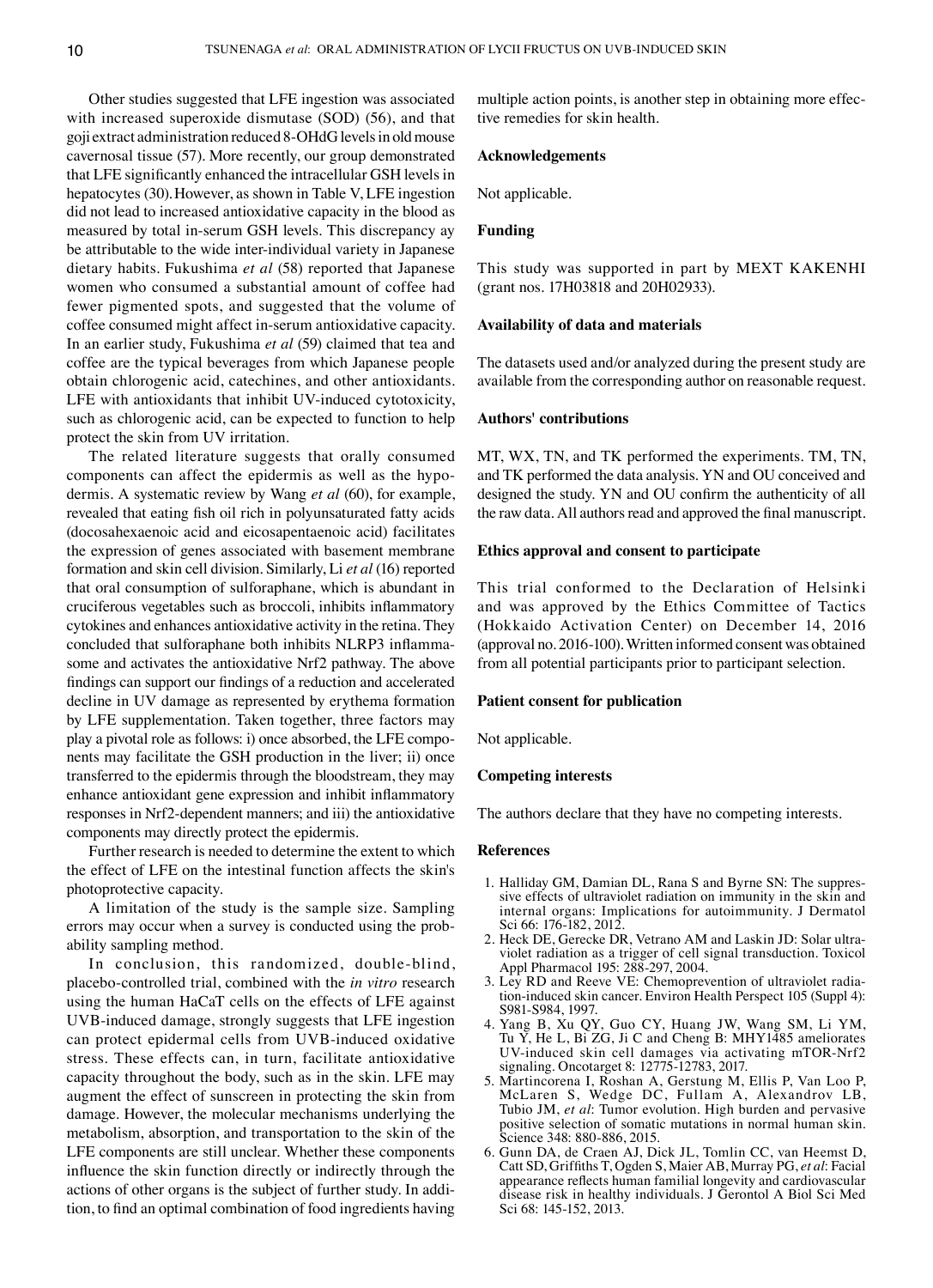Other studies suggested that LFE ingestion was associated with increased superoxide dismutase (SOD) (56), and that goji extract administration reduced 8-OHdG levels in old mouse cavernosal tissue (57). More recently, our group demonstrated that LFE significantly enhanced the intracellular GSH levels in hepatocytes (30). However, as shown in Table V, LFE ingestion did not lead to increased antioxidative capacity in the blood as measured by total in-serum GSH levels. This discrepancy ay be attributable to the wide inter-individual variety in Japanese dietary habits. Fukushima *et al* (58) reported that Japanese women who consumed a substantial amount of coffee had fewer pigmented spots, and suggested that the volume of coffee consumed might affect in-serum antioxidative capacity. In an earlier study, Fukushima *et al* (59) claimed that tea and coffee are the typical beverages from which Japanese people obtain chlorogenic acid, catechines, and other antioxidants. LFE with antioxidants that inhibit UV-induced cytotoxicity, such as chlorogenic acid, can be expected to function to help protect the skin from UV irritation.

The related literature suggests that orally consumed components can affect the epidermis as well as the hypodermis. A systematic review by Wang *et al* (60), for example, revealed that eating fish oil rich in polyunsaturated fatty acids (docosahexaenoic acid and eicosapentaenoic acid) facilitates the expression of genes associated with basement membrane formation and skin cell division. Similarly, Li *et al* (16) reported that oral consumption of sulforaphane, which is abundant in cruciferous vegetables such as broccoli, inhibits inflammatory cytokines and enhances antioxidative activity in the retina. They concluded that sulforaphane both inhibits NLRP3 inflammasome and activates the antioxidative Nrf2 pathway. The above findings can support our findings of a reduction and accelerated decline in UV damage as represented by erythema formation by LFE supplementation. Taken together, three factors may play a pivotal role as follows: i) once absorbed, the LFE components may facilitate the GSH production in the liver; ii) once transferred to the epidermis through the bloodstream, they may enhance antioxidant gene expression and inhibit inflammatory responses in Nrf2-dependent manners; and iii) the antioxidative components may directly protect the epidermis.

Further research is needed to determine the extent to which the effect of LFE on the intestinal function affects the skin's photoprotective capacity.

A limitation of the study is the sample size. Sampling errors may occur when a survey is conducted using the probability sampling method.

In conclusion, this randomized, double-blind, placebo-controlled trial, combined with the *in vitro* research using the human HaCaT cells on the effects of LFE against UVB-induced damage, strongly suggests that LFE ingestion can protect epidermal cells from UVB-induced oxidative stress. These effects can, in turn, facilitate antioxidative capacity throughout the body, such as in the skin. LFE may augment the effect of sunscreen in protecting the skin from damage. However, the molecular mechanisms underlying the metabolism, absorption, and transportation to the skin of the LFE components are still unclear. Whether these components influence the skin function directly or indirectly through the actions of other organs is the subject of further study. In addition, to find an optimal combination of food ingredients having multiple action points, is another step in obtaining more effective remedies for skin health.

## Acknowledgements

Not applicable.

## Funding

This study was supported in part by MEXT KAKENHI (grant nos. 17H03818 and 20H02933).

## Availability of data and materials

The datasets used and/or analyzed during the present study are available from the corresponding author on reasonable request.

## Authors' contributions

MT, WX, TN, and TK performed the experiments. TM, TN, and TK performed the data analysis. YN and OU conceived and designed the study. YN and OU confirm the authenticity of all the raw data. All authors read and approved the final manuscript.

## Ethics approval and consent to participate

This trial conformed to the Declaration of Helsinki and was approved by the Ethics Committee of Tactics (Hokkaido Activation Center) on December 14, 2016 (approval no. 2016-100). Written informed consent was obtained from all potential participants prior to participant selection.

## Patient consent for publication

Not applicable.

## Competing interests

The authors declare that they have no competing interests.

## References

1. Halliday GM, Damian DL, Rana S and Byrne SN: The suppressive effects of ultraviolet radiation on immunity in the skin and internal organs: Implications for autoimmunity. J Dermatol Sci 66: 176-182, 2012.
2. Heck DE, Gerecke DR, Vetrano AM and Laskin JD: Solar ultraviolet radiation as a trigger of cell signal transduction. Toxicol Appl Pharmacol 195: 288-297, 2004.
3. Ley RD and Reeve VE: Chemoprevention of ultraviolet radiation-induced skin cancer. Environ Health Perspect 105 (Suppl 4): S981-S984, 1997.
4. Yang B, Xu QY, Guo CY, Huang JW, Wang SM, Li YM, Tu Y, He L, Bi ZG, Ji C and Cheng B: MHY1485 ameliorates UV-induced skin cell damages via activating mTOR-Nrf2 signaling. Oncotarget 8: 12775-12783, 2017.
5. Martincorena I, Roshan A, Gerstung M, Ellis P, Van Loo P, McLaren S, Wedge DC, Fullam A, Alexandrov LB, Tubio JM, *et al*: Tumor evolution. High burden and pervasive positive selection of somatic mutations in normal human skin. Science 348: 880-886, 2015.
6. Gunn DA, de Craen AJ, Dick JL, Tomlin CC, van Heemst D, Catt SD, Griffiths T, Ogden S, Maier AB, Murray PG, *et al*: Facial appearance reflects human familial longevity and cardiovascular disease risk in healthy individuals. J Gerontol A Biol Sci Med Sci 68: 145-152, 2013.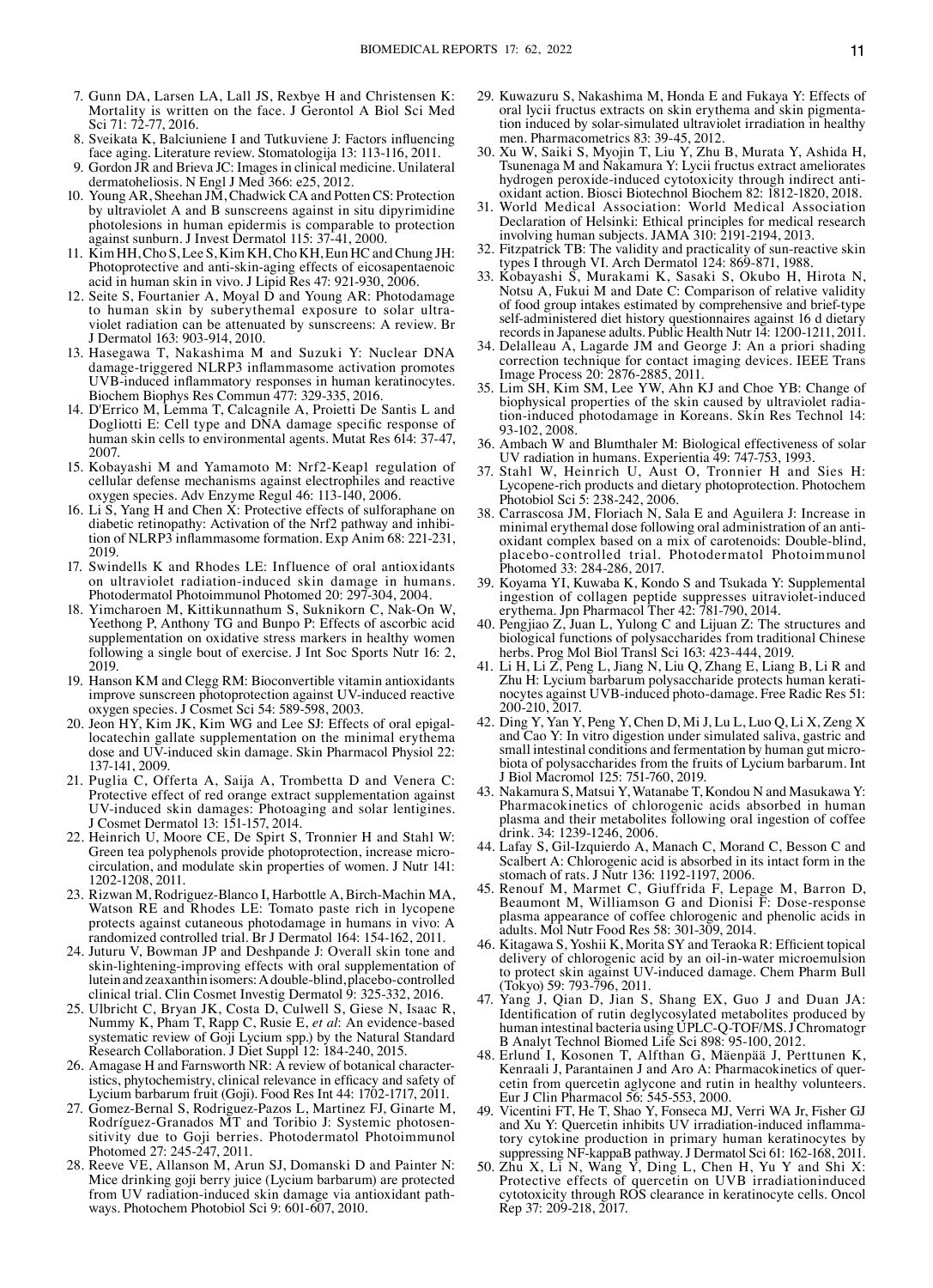7. Gunn DA, Larsen LA, Lall JS, Rexbye H and Christensen K: Mortality is written on the face. J Gerontol A Biol Sci Med Sci 71: 72-77, 2016.
8. Sveikata K, Balciuniene I and Tutkuviene J: Factors influencing face aging. Literature review. Stomatologija 13: 113-116, 2011.
9. Gordon JR and Brieva JC: Images in clinical medicine. Unilateral dermatoheliosis. N Engl J Med 366: e25, 2012.
10. Young AR, Sheehan JM, Chadwick CA and Potten CS: Protection by ultraviolet A and B sunscreens against in situ dipyrimidine photolesions in human epidermis is comparable to protection against sunburn. J Invest Dermatol 115: 37-41, 2000.
11. Kim HH, Cho S, Lee S, Kim KH, Cho KH, Eun HC and Chung JH: Photoprotective and anti-skin-aging effects of eicosapentaenoic acid in human skin in vivo. J Lipid Res 47: 921-930, 2006.
12. Seite S, Fourtanier A, Moyal D and Young AR: Photodamage to human skin by suberythemal exposure to solar ultraviolet radiation can be attenuated by sunscreens: A review. Br J Dermatol 163: 903-914, 2010.
13. Hasegawa T, Nakashima M and Suzuki Y: Nuclear DNA damage-triggered NLRP3 inflammasome activation promotes UVB-induced inflammatory responses in human keratinocytes. Biochem Biophys Res Commun 477: 329-335, 2016.
14. D'Errico M, Lemma T, Calcagnile A, Proietti De Santis L and Dogliotti E: Cell type and DNA damage specific response of human skin cells to environmental agents. Mutat Res 614: 37-47, 2007.
15. Kobayashi M and Yamamoto M: Nrf2-Keap1 regulation of cellular defense mechanisms against electrophiles and reactive oxygen species. Adv Enzyme Regul 46: 113-140, 2006.
16. Li S, Yang H and Chen X: Protective effects of sulforaphane on diabetic retinopathy: Activation of the Nrf2 pathway and inhibition of NLRP3 inflammasome formation. Exp Anim 68: 221-231, 2019.
17. Swindells K and Rhodes LE: Influence of oral antioxidants on ultraviolet radiation-induced skin damage in humans. Photodermatol Photoimmunol Photomed 20: 297-304, 2004.
18. Yimcharoen M, Kittikunnathum S, Suknikorn C, Nak-On W, Yeethong P, Anthony TG and Bunpo P: Effects of ascorbic acid supplementation on oxidative stress markers in healthy women following a single bout of exercise. J Int Soc Sports Nutr 16: 2, 2019.
19. Hanson KM and Clegg RM: Bioconvertible vitamin antioxidants improve sunscreen photoprotection against UV-induced reactive oxygen species. J Cosmet Sci 54: 589-598, 2003.
20. Jeon HY, Kim JK, Kim WG and Lee SJ: Effects of oral epigallocatechin gallate supplementation on the minimal erythema dose and UV-induced skin damage. Skin Pharmacol Physiol 22: 137-141, 2009.
21. Puglia C, Offerta A, Saija A, Trombetta D and Venera C: Protective effect of red orange extract supplementation against UV-induced skin damages: Photoaging and solar lentigines. J Cosmet Dermatol 13: 151-157, 2014.
22. Heinrich U, Moore CE, De Spirt S, Tronnier H and Stahl W: Green tea polyphenols provide photoprotection, increase microcirculation, and modulate skin properties of women. J Nutr 141: 1202-1208, 2011.
23. Rizwan M, Rodriguez-Blanco I, Harbottle A, Birch-Machin MA, Watson RE and Rhodes LE: Tomato paste rich in lycopene protects against cutaneous photodamage in humans in vivo: A randomized controlled trial. Br J Dermatol 164: 154-162, 2011.
24. Juturu V, Bowman JP and Deshpande J: Overall skin tone and skin-lightening-improving effects with oral supplementation of lutein and zeaxanthin isomers: A double-blind, placebo-controlled clinical trial. Clin Cosmet Investig Dermatol 9: 325-332, 2016.
25. Ulbricht C, Bryan JK, Costa D, Culwell S, Giese N, Isaac R, Nummy K, Pham T, Rapp C, Rusie E, *et al*: An evidence-based systematic review of Goji Lycium spp.) by the Natural Standard Research Collaboration. J Diet Suppl 12: 184-240, 2015.
26. Amagase H and Farnsworth NR: A review of botanical characteristics, phytochemistry, clinical relevance in efficacy and safety of Lycium barbarum fruit (Goji). Food Res Int 44: 1702-1717, 2011.
27. Gomez-Bernal S, Rodriguez-Pazos L, Martinez FJ, Ginarte M, Rodríguez-Granados MT and Toribio J: Systemic photosensitivity due to Goji berries. Photodermatol Photoimmunol Photomed 27: 245-247, 2011.
28. Reeve VE, Allanson M, Arun SJ, Domanski D and Painter N: Mice drinking goji berry juice (Lycium barbarum) are protected from UV radiation-induced skin damage via antioxidant pathways. Photochem Photobiol Sci 9: 601-607, 2010.
29. Kuwazuru S, Nakashima M, Honda E and Fukaya Y: Effects of oral lycii fructus extracts on skin erythema and skin pigmentation induced by solar-simulated ultraviolet irradiation in healthy men. Pharmacometrics 83: 39-45, 2012.
30. Xu W, Saiki S, Myojin T, Liu Y, Zhu B, Murata Y, Ashida H, Tsunenaga M and Nakamura Y: Lycii fructus extract ameliorates hydrogen peroxide-induced cytotoxicity through indirect antioxidant action. Biosci Biotechnol Biochem 82: 1812-1820, 2018.
31. World Medical Association: World Medical Association Declaration of Helsinki: Ethical principles for medical research involving human subjects. JAMA 310: 2191-2194, 2013.
32. Fitzpatrick TB: The validity and practicality of sun-reactive skin types I through VI. Arch Dermatol 124: 869-871, 1988.
33. Kobayashi S, Murakami K, Sasaki S, Okubo H, Hirota N, Notsu A, Fukui M and Date C: Comparison of relative validity of food group intakes estimated by comprehensive and brief-type self-administered diet history questionnaires against 16 d dietary records in Japanese adults. Public Health Nutr 14: 1200-1211, 2011.
34. Delalleau A, Lagarde JM and George J: An a priori shading correction technique for contact imaging devices. IEEE Trans Image Process 20: 2876-2885, 2011.
35. Lim SH, Kim SM, Lee YW, Ahn KJ and Choe YB: Change of biophysical properties of the skin caused by ultraviolet radiation-induced photodamage in Koreans. Skin Res Technol 14: 93-102, 2008.
36. Ambach W and Blumthaler M: Biological effectiveness of solar UV radiation in humans. Experientia 49: 747-753, 1993.
37. Stahl W, Heinrich U, Aust O, Tronnier H and Sies H: Lycopene-rich products and dietary photoprotection. Photochem Photobiol Sci 5: 238-242, 2006.
38. Carrascosa JM, Floriach N, Sala E and Aguilera J: Increase in minimal erythemal dose following oral administration of an antioxidant complex based on a mix of carotenoids: Double-blind, placebo-controlled trial. Photodermatol Photoimmunol Photomed 33: 284-286, 2017.
39. Koyama YI, Kuwaba K, Kondo S and Tsukada Y: Supplemental ingestion of collagen peptide suppresses uitraviolet-induced erythema. Jpn Pharmacol Ther 42: 781-790, 2014.
40. Pengjiao Z, Juan L, Yulong C and Lijuan Z: The structures and biological functions of polysaccharides from traditional Chinese herbs. Prog Mol Biol Transl Sci 163: 423-444, 2019.
41. Li H, Li Z, Peng L, Jiang N, Liu Q, Zhang E, Liang B, Li R and Zhu H: Lycium barbarum polysaccharide protects human keratinocytes against UVB-induced photo-damage. Free Radic Res 51: 200-210, 2017.
42. Ding Y, Yan Y, Peng Y, Chen D, Mi J, Lu L, Luo Q, Li X, Zeng X and Cao Y: In vitro digestion under simulated saliva, gastric and small intestinal conditions and fermentation by human gut microbiota of polysaccharides from the fruits of Lycium barbarum. Int J Biol Macromol 125: 751-760, 2019.
43. Nakamura S, Matsui Y, Watanabe T, Kondou N and Masukawa Y: Pharmacokinetics of chlorogenic acids absorbed in human plasma and their metabolites following oral ingestion of coffee drink. 34: 1239-1246, 2006.
44. Lafay S, Gil-Izquierdo A, Manach C, Morand C, Besson C and Scalbert A: Chlorogenic acid is absorbed in its intact form in the stomach of rats. J Nutr 136: 1192-1197, 2006.
45. Renouf M, Marmet C, Giuffrida F, Lepage M, Barron D, Beaumont M, Williamson G and Dionisi F: Dose-response plasma appearance of coffee chlorogenic and phenolic acids in adults. Mol Nutr Food Res 58: 301-309, 2014.
46. Kitagawa S, Yoshii K, Morita SY and Teraoka R: Efficient topical delivery of chlorogenic acid by an oil-in-water microemulsion to protect skin against UV-induced damage. Chem Pharm Bull (Tokyo) 59: 793-796, 2011.
47. Yang J, Qian D, Jian S, Shang EX, Guo J and Duan JA: Identification of rutin deglycosylated metabolites produced by human intestinal bacteria using UPLC-Q-TOF/MS. J Chromatogr B Analyt Technol Biomed Life Sci 898: 95-100, 2012.
48. Erlund I, Kosonen T, Alfthan G, Mäenpää J, Perttunen K, Kenraali J, Parantainen J and Aro A: Pharmacokinetics of quercetin from quercetin aglycone and rutin in healthy volunteers. Eur J Clin Pharmacol 56: 545-553, 2000.
49. Vicentini FT, He T, Shao Y, Fonseca MJ, Verri WA Jr, Fisher GJ and Xu Y: Quercetin inhibits UV irradiation-induced inflammatory cytokine production in primary human keratinocytes by suppressing NF-kappaB pathway. J Dermatol Sci 61: 162-168, 2011.
50. Zhu X, Li N, Wang Y, Ding L, Chen H, Yu Y and Shi X: Protective effects of quercetin on UVB irradiationinduced cytotoxicity through ROS clearance in keratinocyte cells. Oncol Rep 37: 209-218, 2017.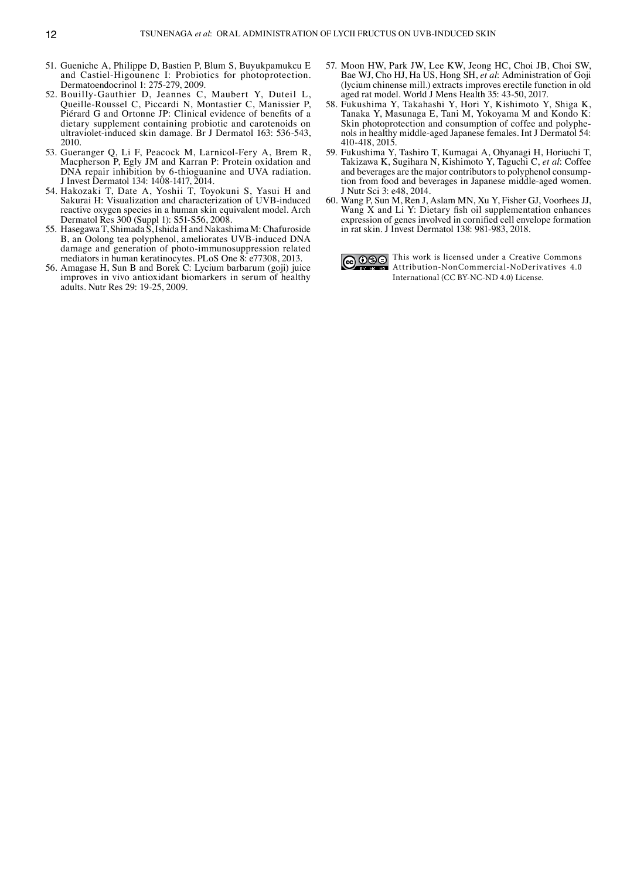51. Gueniche A, Philippe D, Bastien P, Blum S, Buyukpamukcu E and Castiel-Higounenc I: Probiotics for photoprotection. Dermatoendocrinol 1: 275-279, 2009.
52. Bouilly-Gauthier D, Jeannes C, Maubert Y, Duteil L, Queille-Roussel C, Piccardi N, Montastier C, Manissier P, Piérard G and Ortonne JP: Clinical evidence of benefits of a dietary supplement containing probiotic and carotenoids on ultraviolet-induced skin damage. Br J Dermatol 163: 536-543, 2010.
53. Gueranger Q, Li F, Peacock M, Larnicol-Fery A, Brem R, Macpherson P, Egly JM and Karran P: Protein oxidation and DNA repair inhibition by 6-thioguanine and UVA radiation. J Invest Dermatol 134: 1408-1417, 2014.
54. Hakozaki T, Date A, Yoshii T, Toyokuni S, Yasui H and Sakurai H: Visualization and characterization of UVB-induced reactive oxygen species in a human skin equivalent model. Arch Dermatol Res 300 (Suppl 1): S51-S56, 2008.
55. Hasegawa T, Shimada S, Ishida H and Nakashima M: Chafuroside B, an Oolong tea polyphenol, ameliorates UVB-induced DNA damage and generation of photo-immunosuppression related mediators in human keratinocytes. PLoS One 8: e77308, 2013.
56. Amagase H, Sun B and Borek C: Lycium barbarum (goji) juice improves in vivo antioxidant biomarkers in serum of healthy adults. Nutr Res 29: 19-25, 2009.
57. Moon HW, Park JW, Lee KW, Jeong HC, Choi JB, Choi SW, Bae WJ, Cho HJ, Ha US, Hong SH, *et al*: Administration of Goji (lycium chinense mill.) extracts improves erectile function in old aged rat model. World J Mens Health 35: 43-50, 2017.
58. Fukushima Y, Takahashi Y, Hori Y, Kishimoto Y, Shiga K, Tanaka Y, Masunaga E, Tani M, Yokoyama M and Kondo K: Skin photoprotection and consumption of coffee and polyphenols in healthy middle-aged Japanese females. Int J Dermatol 54: 410-418, 2015.
59. Fukushima Y, Tashiro T, Kumagai A, Ohyanagi H, Horiuchi T, Takizawa K, Sugihara N, Kishimoto Y, Taguchi C, *et al*: Coffee and beverages are the major contributors to polyphenol consumption from food and beverages in Japanese middle-aged women. J Nutr Sci 3: e48, 2014.
60. Wang P, Sun M, Ren J, Aslam MN, Xu Y, Fisher GJ, Voorhees JJ, Wang X and Li Y: Dietary fish oil supplementation enhances expression of genes involved in cornified cell envelope formation in rat skin. J Invest Dermatol 138: 981-983, 2018.

This work is licensed under a Creative Commons Attribution-NonCommercial-NoDerivatives 4.0 International (CC BY-NC-ND 4.0) License.